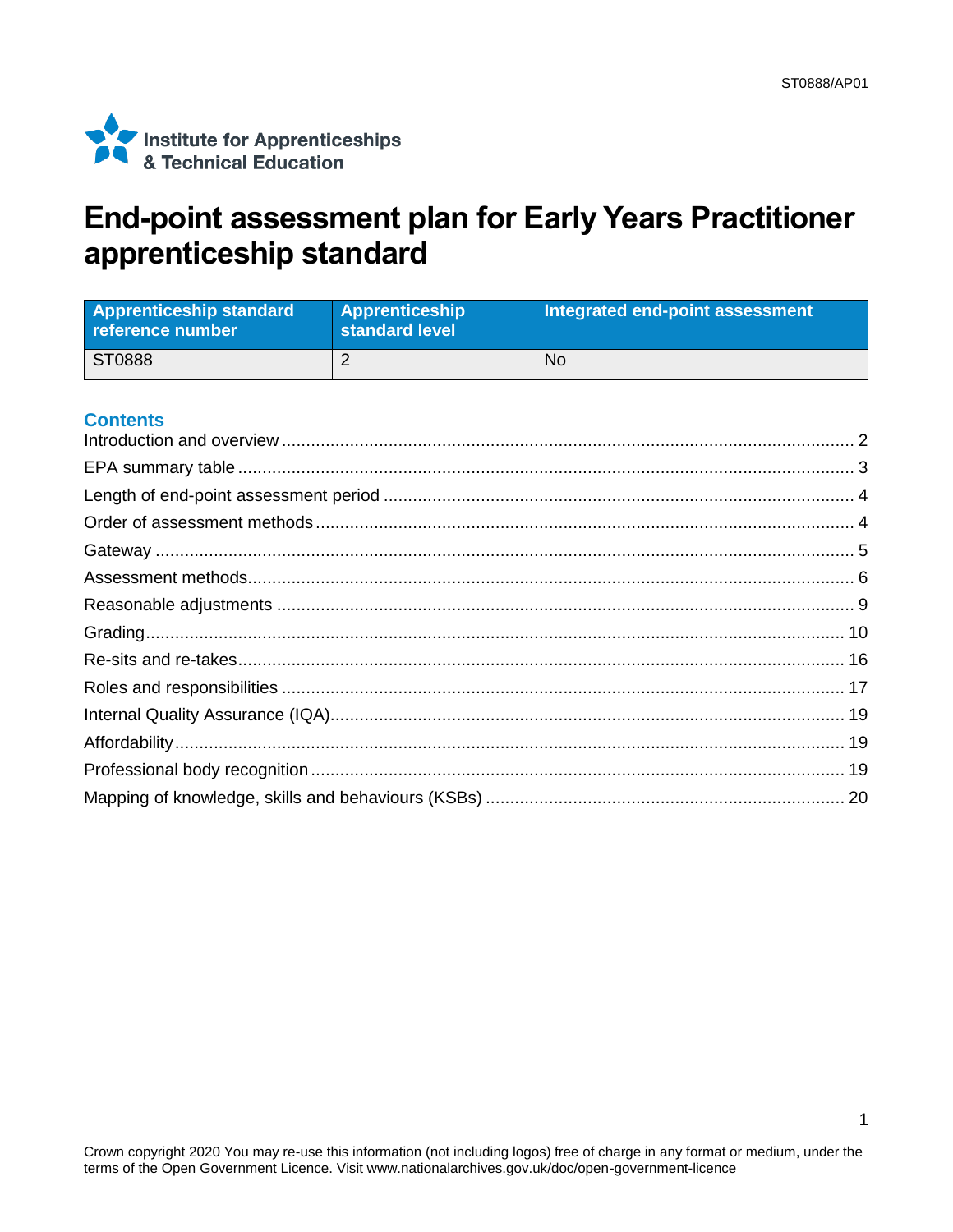Institute for Apprenticeships & Technical Education

# End-point assessment plan for Early Years Practitioner apprenticeship standard

| Apprenticeship standard reference number | Apprenticeship standard level | Integrated end-point assessment |
|---|---|---|
| ST0888 | 2 | No |

## Contents

Introduction and overview ..... 2
EPA summary table ..... 3
Length of end-point assessment period ..... 4
Order of assessment methods ..... 4
Gateway ..... 5
Assessment methods ..... 6
Reasonable adjustments ..... 9
Grading ..... 10
Re-sits and re-takes ..... 16
Roles and responsibilities ..... 17
Internal Quality Assurance (IQA) ..... 19
Affordability ..... 19
Professional body recognition ..... 19
Mapping of knowledge, skills and behaviours (KSBs) ..... 20

Crown copyright 2020 You may re-use this information (not including logos) free of charge in any format or medium, under the terms of the Open Government Licence. Visit www.nationalarchives.gov.uk/doc/open-government-licence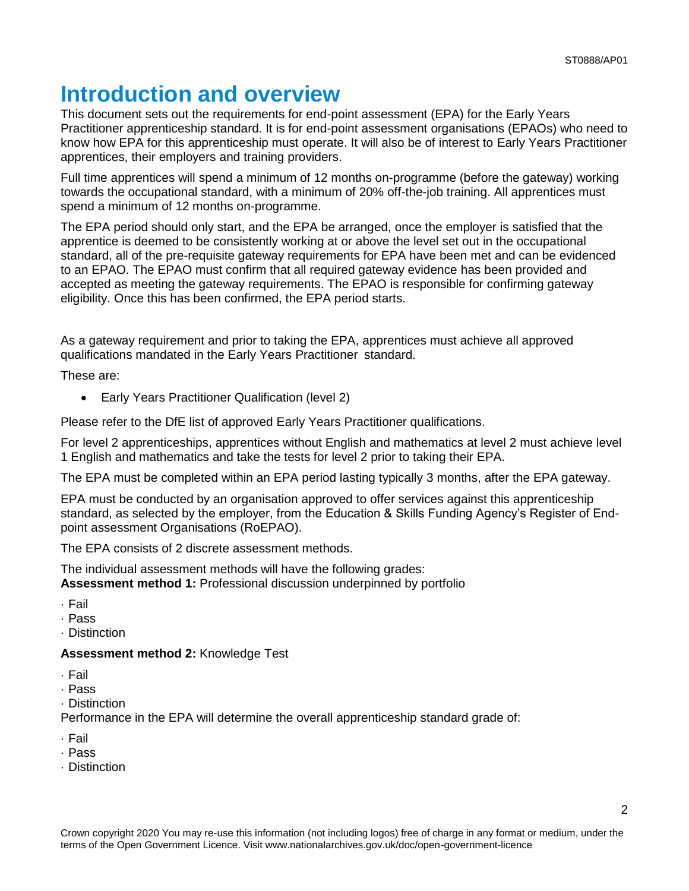# Introduction and overview

This document sets out the requirements for end-point assessment (EPA) for the Early Years Practitioner apprenticeship standard. It is for end-point assessment organisations (EPAOs) who need to know how EPA for this apprenticeship must operate. It will also be of interest to Early Years Practitioner apprentices, their employers and training providers.

Full time apprentices will spend a minimum of 12 months on-programme (before the gateway) working towards the occupational standard, with a minimum of 20% off-the-job training. All apprentices must spend a minimum of 12 months on-programme.

The EPA period should only start, and the EPA be arranged, once the employer is satisfied that the apprentice is deemed to be consistently working at or above the level set out in the occupational standard, all of the pre-requisite gateway requirements for EPA have been met and can be evidenced to an EPAO. The EPAO must confirm that all required gateway evidence has been provided and accepted as meeting the gateway requirements. The EPAO is responsible for confirming gateway eligibility. Once this has been confirmed, the EPA period starts.

As a gateway requirement and prior to taking the EPA, apprentices must achieve all approved qualifications mandated in the Early Years Practitioner standard.

These are:

- Early Years Practitioner Qualification (level 2)

Please refer to the DfE list of approved Early Years Practitioner qualifications.

For level 2 apprenticeships, apprentices without English and mathematics at level 2 must achieve level 1 English and mathematics and take the tests for level 2 prior to taking their EPA.

The EPA must be completed within an EPA period lasting typically 3 months, after the EPA gateway.

EPA must be conducted by an organisation approved to offer services against this apprenticeship standard, as selected by the employer, from the Education & Skills Funding Agency's Register of End-point assessment Organisations (RoEPAO).

The EPA consists of 2 discrete assessment methods.

The individual assessment methods will have the following grades:
**Assessment method 1:** Professional discussion underpinned by portfolio

- Fail
- Pass
- Distinction

**Assessment method 2:** Knowledge Test

- Fail
- Pass
- Distinction

Performance in the EPA will determine the overall apprenticeship standard grade of:

- Fail
- Pass
- Distinction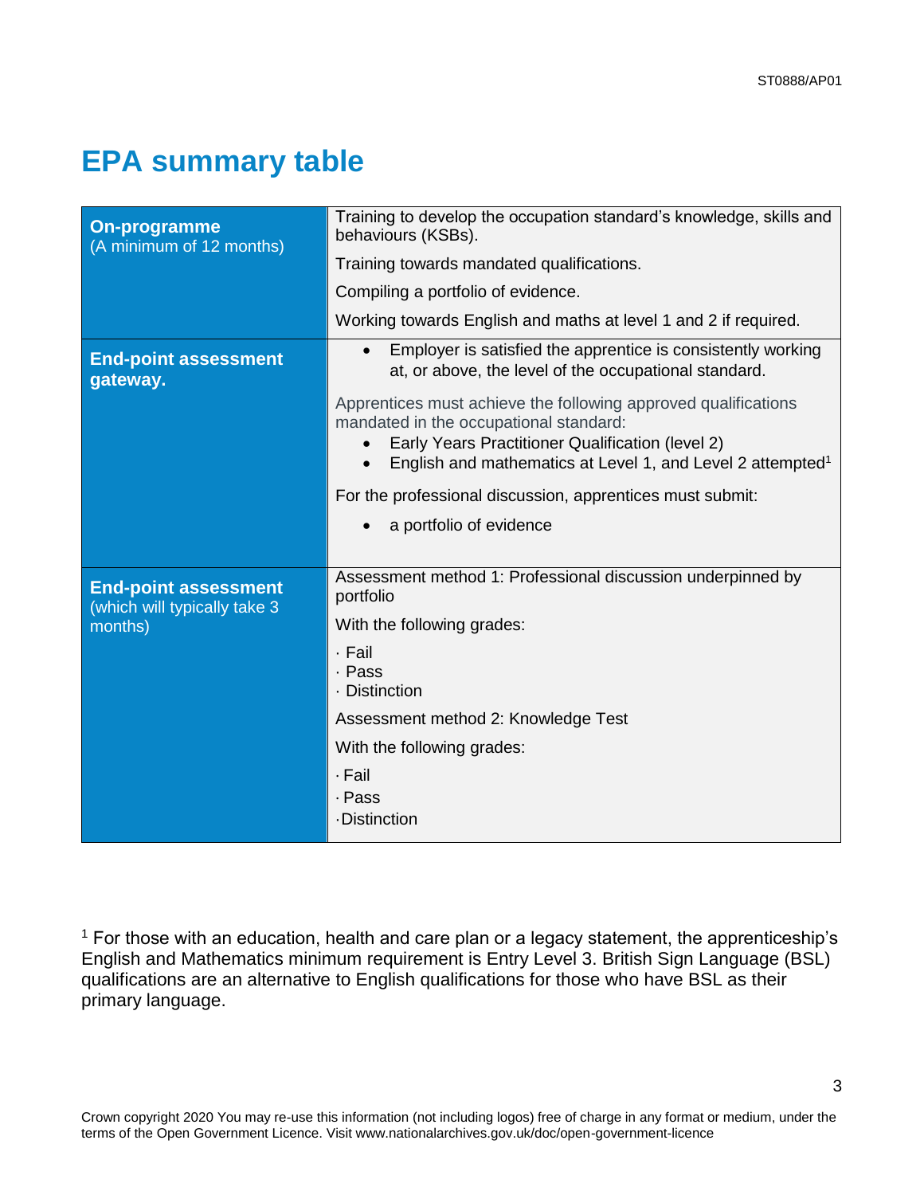# EPA summary table

| | |
|---|---|
| **On-programme** (A minimum of 12 months) | Training to develop the occupation standard's knowledge, skills and behaviours (KSBs).<br><br>Training towards mandated qualifications.<br><br>Compiling a portfolio of evidence.<br><br>Working towards English and maths at level 1 and 2 if required. |
| **End-point assessment gateway.** | • Employer is satisfied the apprentice is consistently working at, or above, the level of the occupational standard.<br><br>Apprentices must achieve the following approved qualifications mandated in the occupational standard:<br>• Early Years Practitioner Qualification (level 2)<br>• English and mathematics at Level 1, and Level 2 attempted[1]<br><br>For the professional discussion, apprentices must submit:<br>• a portfolio of evidence |
| **End-point assessment** (which will typically take 3 months) | Assessment method 1: Professional discussion underpinned by portfolio<br><br>With the following grades:<br><br>· Fail<br>· Pass<br>· Distinction<br><br>Assessment method 2: Knowledge Test<br><br>With the following grades:<br><br>· Fail<br>· Pass<br>· Distinction |

[1] For those with an education, health and care plan or a legacy statement, the apprenticeship's English and Mathematics minimum requirement is Entry Level 3. British Sign Language (BSL) qualifications are an alternative to English qualifications for those who have BSL as their primary language.

Crown copyright 2020 You may re-use this information (not including logos) free of charge in any format or medium, under the terms of the Open Government Licence. Visit www.nationalarchives.gov.uk/doc/open-government-licence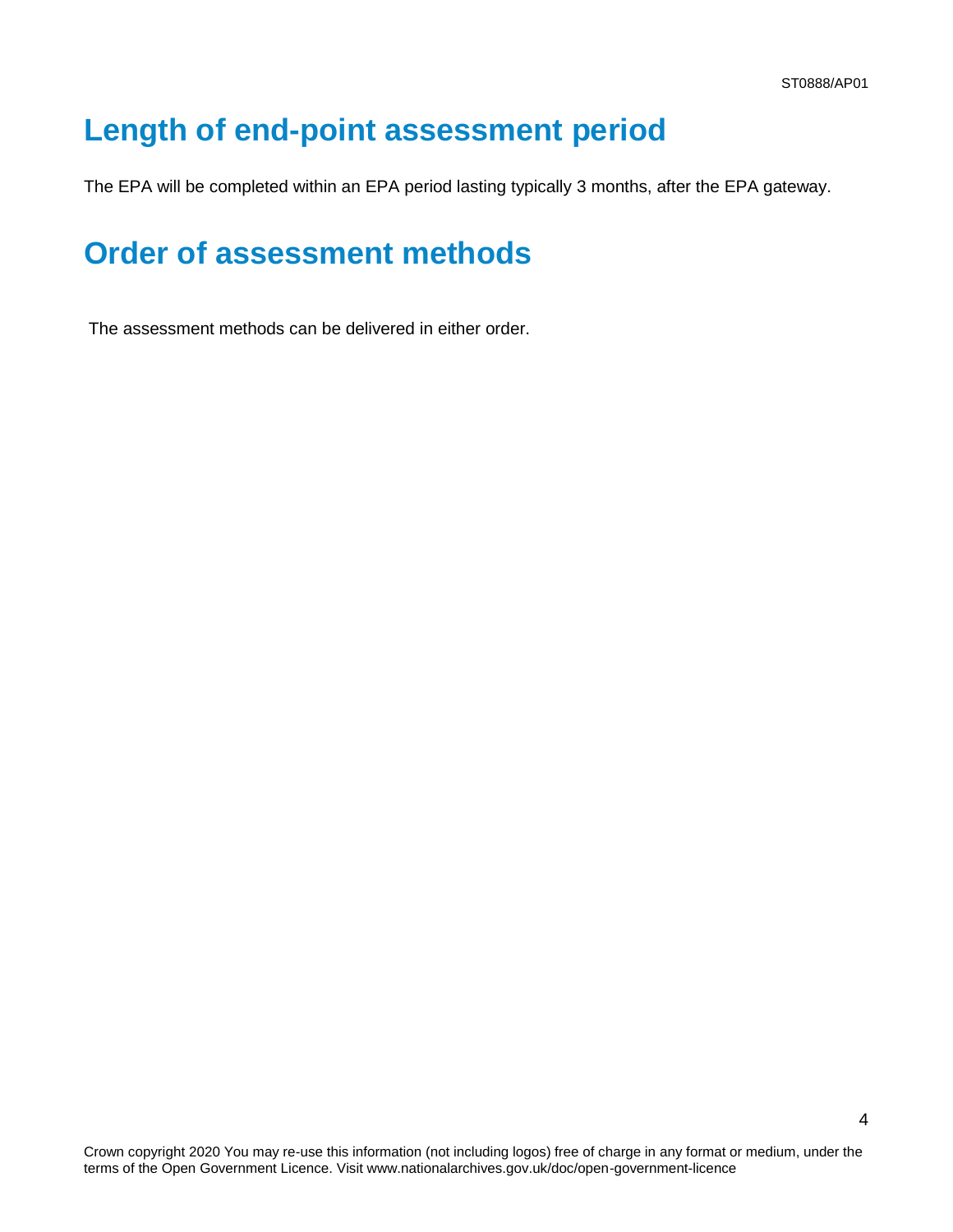## Length of end-point assessment period

The EPA will be completed within an EPA period lasting typically 3 months, after the EPA gateway.

## Order of assessment methods

The assessment methods can be delivered in either order.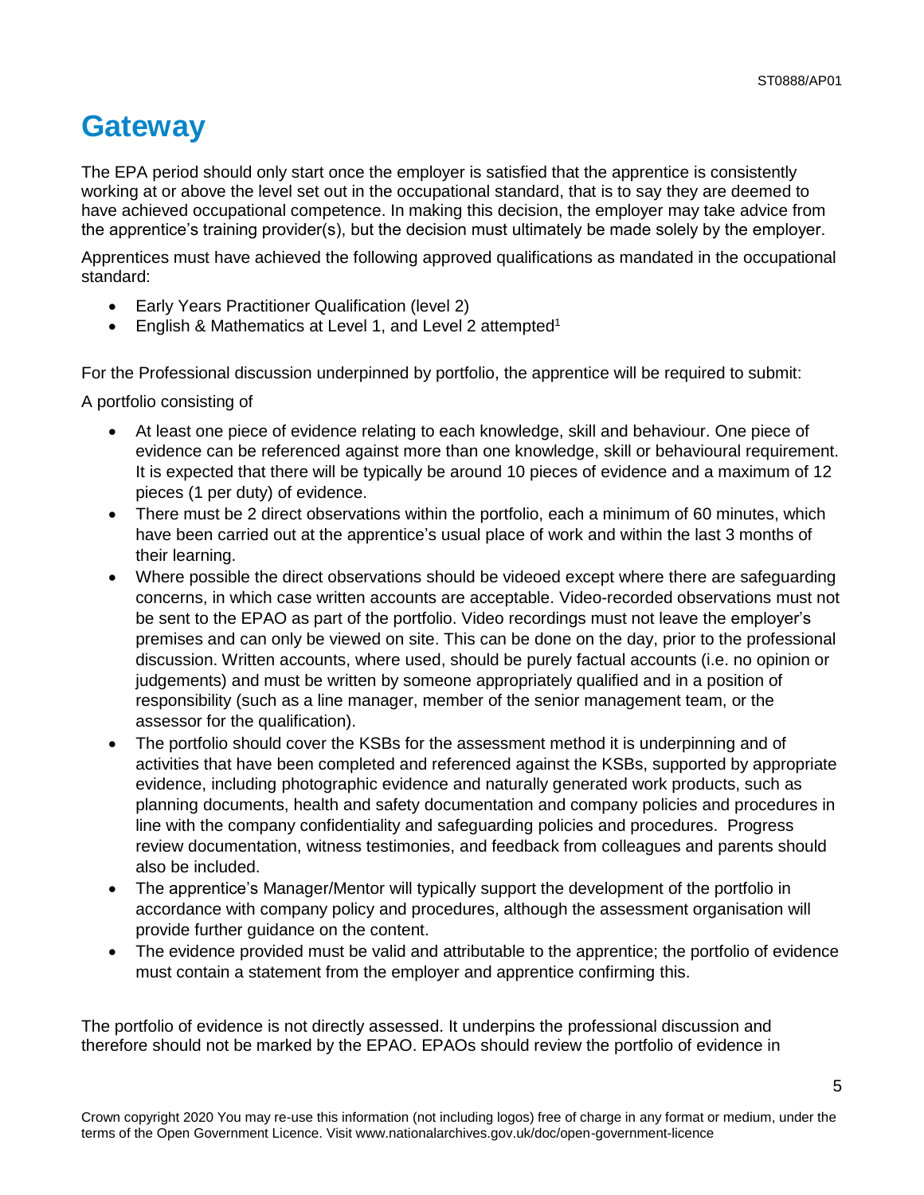# Gateway

The EPA period should only start once the employer is satisfied that the apprentice is consistently working at or above the level set out in the occupational standard, that is to say they are deemed to have achieved occupational competence. In making this decision, the employer may take advice from the apprentice's training provider(s), but the decision must ultimately be made solely by the employer.

Apprentices must have achieved the following approved qualifications as mandated in the occupational standard:

- Early Years Practitioner Qualification (level 2)
- English & Mathematics at Level 1, and Level 2 attempted[1]

For the Professional discussion underpinned by portfolio, the apprentice will be required to submit:

A portfolio consisting of

- At least one piece of evidence relating to each knowledge, skill and behaviour. One piece of evidence can be referenced against more than one knowledge, skill or behavioural requirement. It is expected that there will be typically be around 10 pieces of evidence and a maximum of 12 pieces (1 per duty) of evidence.
- There must be 2 direct observations within the portfolio, each a minimum of 60 minutes, which have been carried out at the apprentice's usual place of work and within the last 3 months of their learning.
- Where possible the direct observations should be videoed except where there are safeguarding concerns, in which case written accounts are acceptable. Video-recorded observations must not be sent to the EPAO as part of the portfolio. Video recordings must not leave the employer's premises and can only be viewed on site. This can be done on the day, prior to the professional discussion. Written accounts, where used, should be purely factual accounts (i.e. no opinion or judgements) and must be written by someone appropriately qualified and in a position of responsibility (such as a line manager, member of the senior management team, or the assessor for the qualification).
- The portfolio should cover the KSBs for the assessment method it is underpinning and of activities that have been completed and referenced against the KSBs, supported by appropriate evidence, including photographic evidence and naturally generated work products, such as planning documents, health and safety documentation and company policies and procedures in line with the company confidentiality and safeguarding policies and procedures. Progress review documentation, witness testimonies, and feedback from colleagues and parents should also be included.
- The apprentice's Manager/Mentor will typically support the development of the portfolio in accordance with company policy and procedures, although the assessment organisation will provide further guidance on the content.
- The evidence provided must be valid and attributable to the apprentice; the portfolio of evidence must contain a statement from the employer and apprentice confirming this.

The portfolio of evidence is not directly assessed. It underpins the professional discussion and therefore should not be marked by the EPAO. EPAOs should review the portfolio of evidence in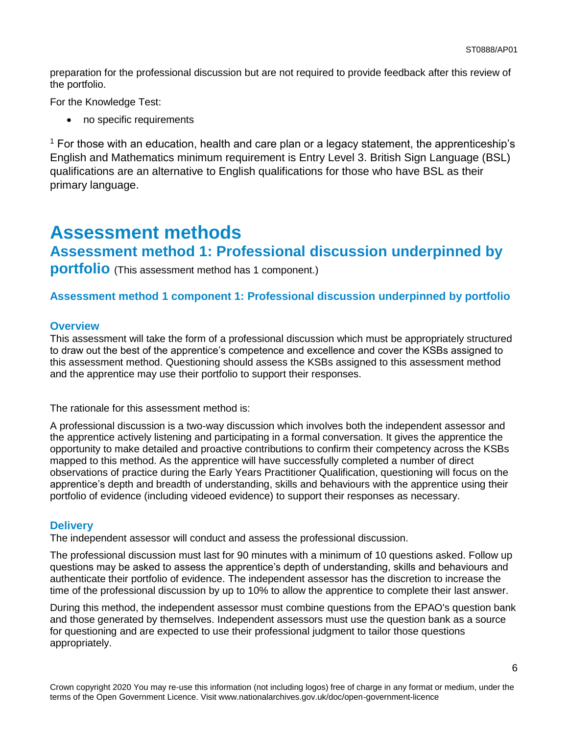preparation for the professional discussion but are not required to provide feedback after this review of the portfolio.

For the Knowledge Test:

- no specific requirements

[1] For those with an education, health and care plan or a legacy statement, the apprenticeship's English and Mathematics minimum requirement is Entry Level 3. British Sign Language (BSL) qualifications are an alternative to English qualifications for those who have BSL as their primary language.

# Assessment methods

## Assessment method 1: Professional discussion underpinned by portfolio (This assessment method has 1 component.)

### Assessment method 1 component 1: Professional discussion underpinned by portfolio

#### Overview

This assessment will take the form of a professional discussion which must be appropriately structured to draw out the best of the apprentice's competence and excellence and cover the KSBs assigned to this assessment method. Questioning should assess the KSBs assigned to this assessment method and the apprentice may use their portfolio to support their responses.

The rationale for this assessment method is:

A professional discussion is a two-way discussion which involves both the independent assessor and the apprentice actively listening and participating in a formal conversation. It gives the apprentice the opportunity to make detailed and proactive contributions to confirm their competency across the KSBs mapped to this method. As the apprentice will have successfully completed a number of direct observations of practice during the Early Years Practitioner Qualification, questioning will focus on the apprentice's depth and breadth of understanding, skills and behaviours with the apprentice using their portfolio of evidence (including videoed evidence) to support their responses as necessary.

#### Delivery

The independent assessor will conduct and assess the professional discussion.

The professional discussion must last for 90 minutes with a minimum of 10 questions asked. Follow up questions may be asked to assess the apprentice's depth of understanding, skills and behaviours and authenticate their portfolio of evidence. The independent assessor has the discretion to increase the time of the professional discussion by up to 10% to allow the apprentice to complete their last answer.

During this method, the independent assessor must combine questions from the EPAO's question bank and those generated by themselves. Independent assessors must use the question bank as a source for questioning and are expected to use their professional judgment to tailor those questions appropriately.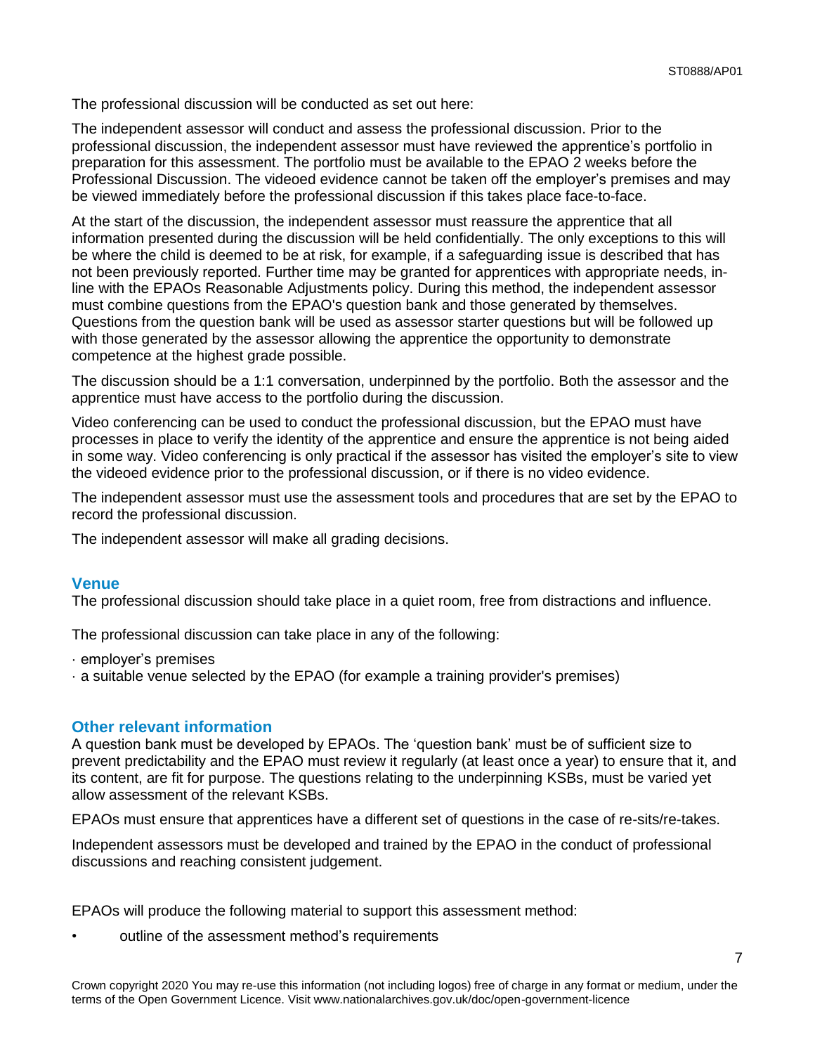The professional discussion will be conducted as set out here:

The independent assessor will conduct and assess the professional discussion. Prior to the professional discussion, the independent assessor must have reviewed the apprentice's portfolio in preparation for this assessment. The portfolio must be available to the EPAO 2 weeks before the Professional Discussion. The videoed evidence cannot be taken off the employer's premises and may be viewed immediately before the professional discussion if this takes place face-to-face.

At the start of the discussion, the independent assessor must reassure the apprentice that all information presented during the discussion will be held confidentially. The only exceptions to this will be where the child is deemed to be at risk, for example, if a safeguarding issue is described that has not been previously reported. Further time may be granted for apprentices with appropriate needs, in-line with the EPAOs Reasonable Adjustments policy. During this method, the independent assessor must combine questions from the EPAO's question bank and those generated by themselves. Questions from the question bank will be used as assessor starter questions but will be followed up with those generated by the assessor allowing the apprentice the opportunity to demonstrate competence at the highest grade possible.

The discussion should be a 1:1 conversation, underpinned by the portfolio. Both the assessor and the apprentice must have access to the portfolio during the discussion.

Video conferencing can be used to conduct the professional discussion, but the EPAO must have processes in place to verify the identity of the apprentice and ensure the apprentice is not being aided in some way. Video conferencing is only practical if the assessor has visited the employer's site to view the videoed evidence prior to the professional discussion, or if there is no video evidence.

The independent assessor must use the assessment tools and procedures that are set by the EPAO to record the professional discussion.

The independent assessor will make all grading decisions.

## Venue

The professional discussion should take place in a quiet room, free from distractions and influence.

The professional discussion can take place in any of the following:

- employer's premises
- a suitable venue selected by the EPAO (for example a training provider's premises)

## Other relevant information

A question bank must be developed by EPAOs. The 'question bank' must be of sufficient size to prevent predictability and the EPAO must review it regularly (at least once a year) to ensure that it, and its content, are fit for purpose. The questions relating to the underpinning KSBs, must be varied yet allow assessment of the relevant KSBs.

EPAOs must ensure that apprentices have a different set of questions in the case of re-sits/re-takes.

Independent assessors must be developed and trained by the EPAO in the conduct of professional discussions and reaching consistent judgement.

EPAOs will produce the following material to support this assessment method:

- outline of the assessment method's requirements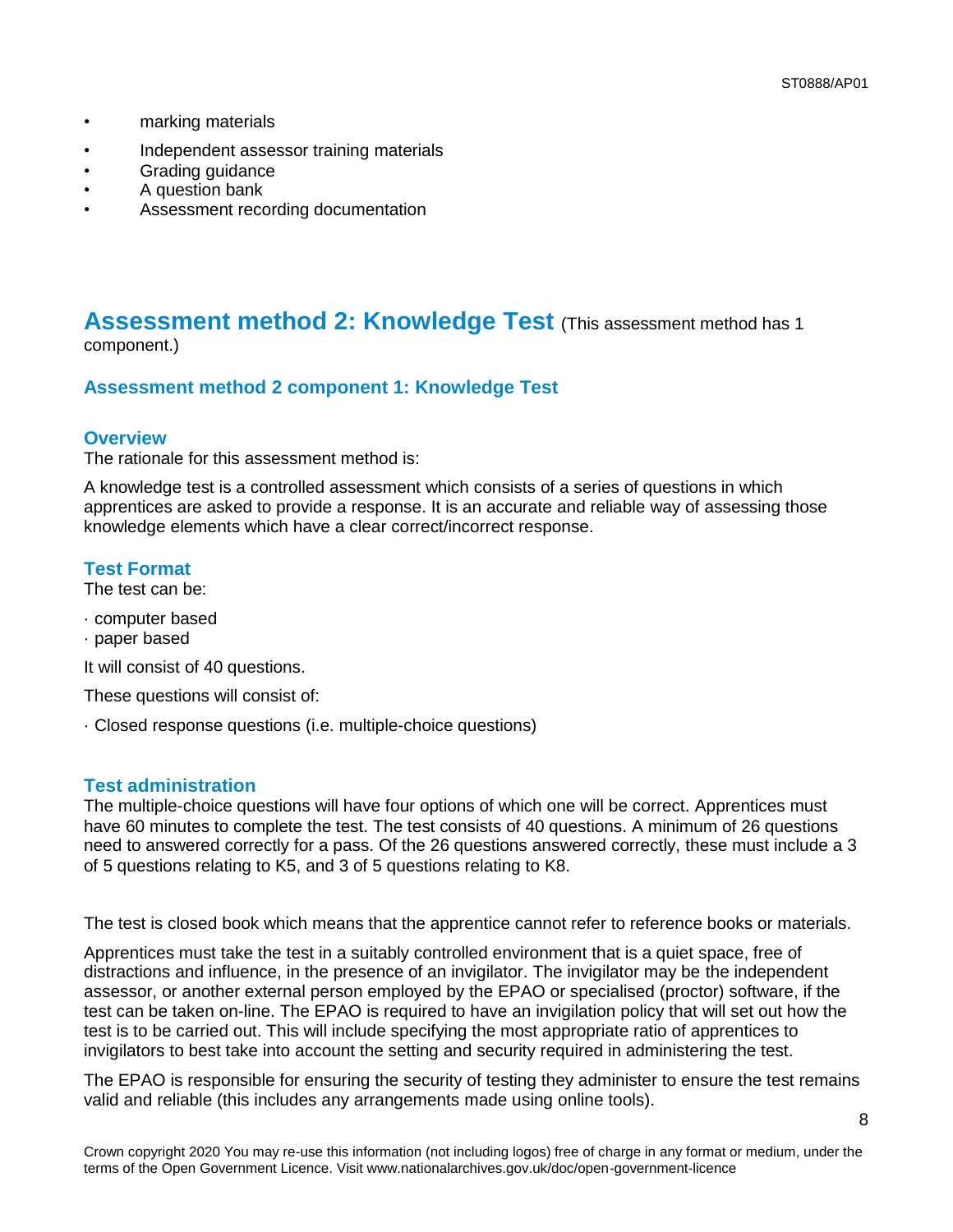- marking materials
- Independent assessor training materials
- Grading guidance
- A question bank
- Assessment recording documentation

## Assessment method 2: Knowledge Test (This assessment method has 1 component.)

### Assessment method 2 component 1: Knowledge Test

#### Overview

The rationale for this assessment method is:

A knowledge test is a controlled assessment which consists of a series of questions in which apprentices are asked to provide a response. It is an accurate and reliable way of assessing those knowledge elements which have a clear correct/incorrect response.

#### Test Format

The test can be:

- computer based
- paper based

It will consist of 40 questions.

These questions will consist of:

- Closed response questions (i.e. multiple-choice questions)

#### Test administration

The multiple-choice questions will have four options of which one will be correct. Apprentices must have 60 minutes to complete the test. The test consists of 40 questions. A minimum of 26 questions need to answered correctly for a pass. Of the 26 questions answered correctly, these must include a 3 of 5 questions relating to K5, and 3 of 5 questions relating to K8.

The test is closed book which means that the apprentice cannot refer to reference books or materials.

Apprentices must take the test in a suitably controlled environment that is a quiet space, free of distractions and influence, in the presence of an invigilator. The invigilator may be the independent assessor, or another external person employed by the EPAO or specialised (proctor) software, if the test can be taken on-line. The EPAO is required to have an invigilation policy that will set out how the test is to be carried out. This will include specifying the most appropriate ratio of apprentices to invigilators to best take into account the setting and security required in administering the test.

The EPAO is responsible for ensuring the security of testing they administer to ensure the test remains valid and reliable (this includes any arrangements made using online tools).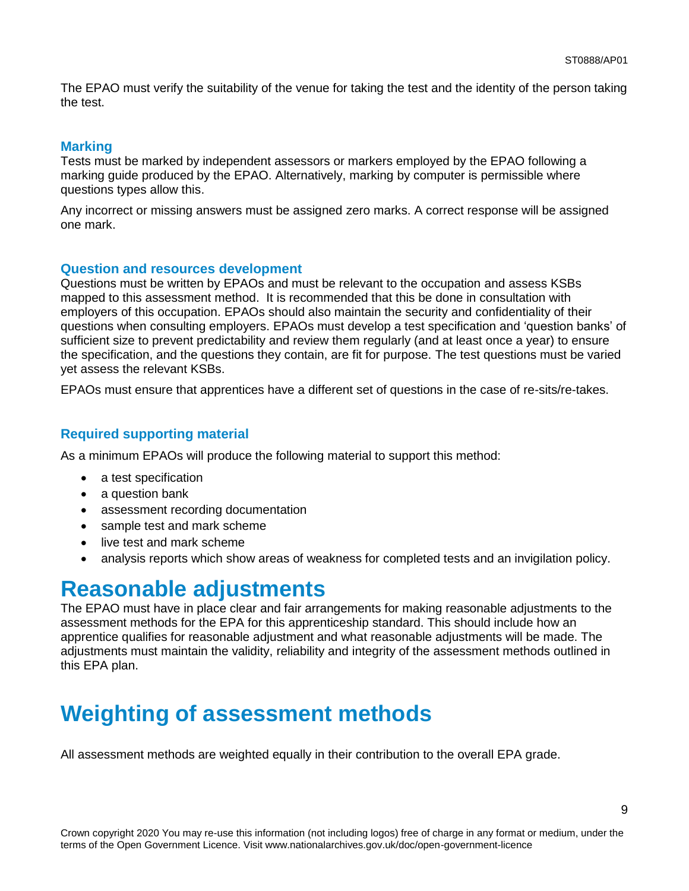The EPAO must verify the suitability of the venue for taking the test and the identity of the person taking the test.

### Marking

Tests must be marked by independent assessors or markers employed by the EPAO following a marking guide produced by the EPAO. Alternatively, marking by computer is permissible where questions types allow this.

Any incorrect or missing answers must be assigned zero marks. A correct response will be assigned one mark.

### Question and resources development

Questions must be written by EPAOs and must be relevant to the occupation and assess KSBs mapped to this assessment method. It is recommended that this be done in consultation with employers of this occupation. EPAOs should also maintain the security and confidentiality of their questions when consulting employers. EPAOs must develop a test specification and 'question banks' of sufficient size to prevent predictability and review them regularly (and at least once a year) to ensure the specification, and the questions they contain, are fit for purpose. The test questions must be varied yet assess the relevant KSBs.

EPAOs must ensure that apprentices have a different set of questions in the case of re-sits/re-takes.

### Required supporting material

As a minimum EPAOs will produce the following material to support this method:

- a test specification
- a question bank
- assessment recording documentation
- sample test and mark scheme
- live test and mark scheme
- analysis reports which show areas of weakness for completed tests and an invigilation policy.

# Reasonable adjustments

The EPAO must have in place clear and fair arrangements for making reasonable adjustments to the assessment methods for the EPA for this apprenticeship standard. This should include how an apprentice qualifies for reasonable adjustment and what reasonable adjustments will be made. The adjustments must maintain the validity, reliability and integrity of the assessment methods outlined in this EPA plan.

# Weighting of assessment methods

All assessment methods are weighted equally in their contribution to the overall EPA grade.

Crown copyright 2020 You may re-use this information (not including logos) free of charge in any format or medium, under the terms of the Open Government Licence. Visit www.nationalarchives.gov.uk/doc/open-government-licence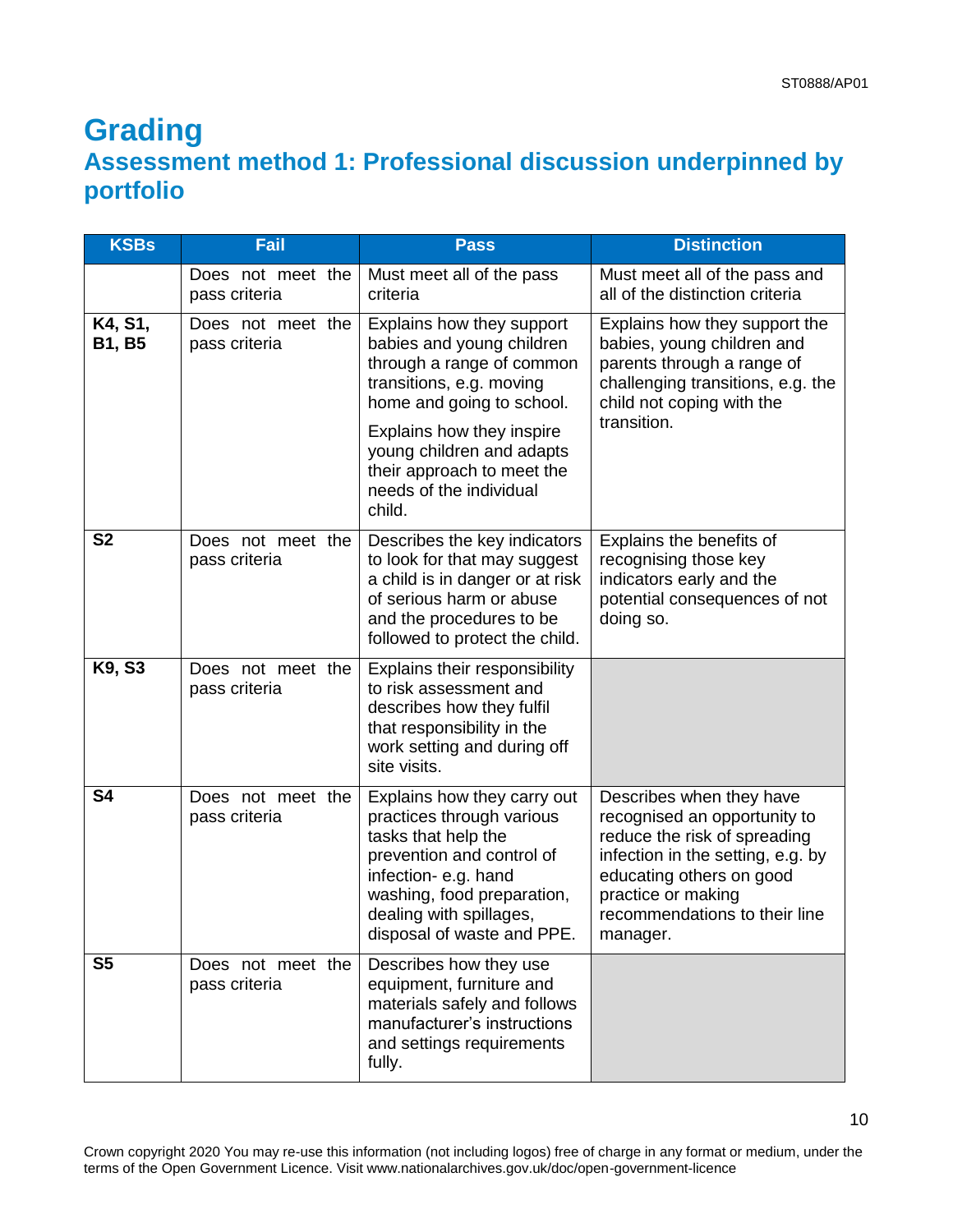# Grading

## Assessment method 1: Professional discussion underpinned by portfolio

| KSBs | Fail | Pass | Distinction |
|---|---|---|---|
| | Does not meet the pass criteria | Must meet all of the pass criteria | Must meet all of the pass and all of the distinction criteria |
| **K4, S1, B1, B5** | Does not meet the pass criteria | Explains how they support babies and young children through a range of common transitions, e.g. moving home and going to school.<br><br>Explains how they inspire young children and adapts their approach to meet the needs of the individual child. | Explains how they support the babies, young children and parents through a range of challenging transitions, e.g. the child not coping with the transition. |
| **S2** | Does not meet the pass criteria | Describes the key indicators to look for that may suggest a child is in danger or at risk of serious harm or abuse and the procedures to be followed to protect the child. | Explains the benefits of recognising those key indicators early and the potential consequences of not doing so. |
| **K9, S3** | Does not meet the pass criteria | Explains their responsibility to risk assessment and describes how they fulfil that responsibility in the work setting and during off site visits. | |
| **S4** | Does not meet the pass criteria | Explains how they carry out practices through various tasks that help the prevention and control of infection- e.g. hand washing, food preparation, dealing with spillages, disposal of waste and PPE. | Describes when they have recognised an opportunity to reduce the risk of spreading infection in the setting, e.g. by educating others on good practice or making recommendations to their line manager. |
| **S5** | Does not meet the pass criteria | Describes how they use equipment, furniture and materials safely and follows manufacturer's instructions and settings requirements fully. | |

Crown copyright 2020 You may re-use this information (not including logos) free of charge in any format or medium, under the terms of the Open Government Licence. Visit www.nationalarchives.gov.uk/doc/open-government-licence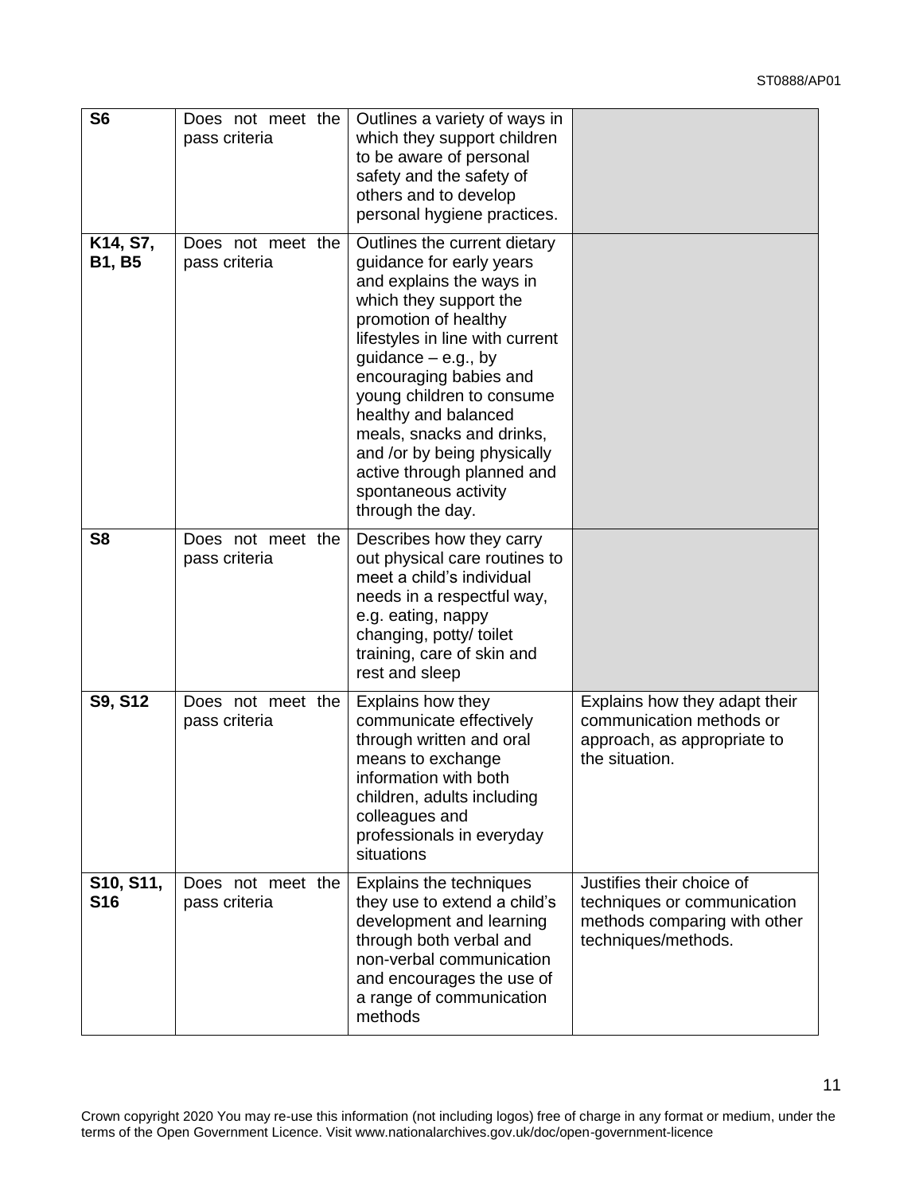| **S6** | Does not meet the pass criteria | Outlines a variety of ways in which they support children to be aware of personal safety and the safety of others and to develop personal hygiene practices. | |
|---|---|---|---|
| **K14, S7, B1, B5** | Does not meet the pass criteria | Outlines the current dietary guidance for early years and explains the ways in which they support the promotion of healthy lifestyles in line with current guidance – e.g., by encouraging babies and young children to consume healthy and balanced meals, snacks and drinks, and /or by being physically active through planned and spontaneous activity through the day. | |
| **S8** | Does not meet the pass criteria | Describes how they carry out physical care routines to meet a child's individual needs in a respectful way, e.g. eating, nappy changing, potty/ toilet training, care of skin and rest and sleep | |
| **S9, S12** | Does not meet the pass criteria | Explains how they communicate effectively through written and oral means to exchange information with both children, adults including colleagues and professionals in everyday situations | Explains how they adapt their communication methods or approach, as appropriate to the situation. |
| **S10, S11, S16** | Does not meet the pass criteria | Explains the techniques they use to extend a child's development and learning through both verbal and non-verbal communication and encourages the use of a range of communication methods | Justifies their choice of techniques or communication methods comparing with other techniques/methods. |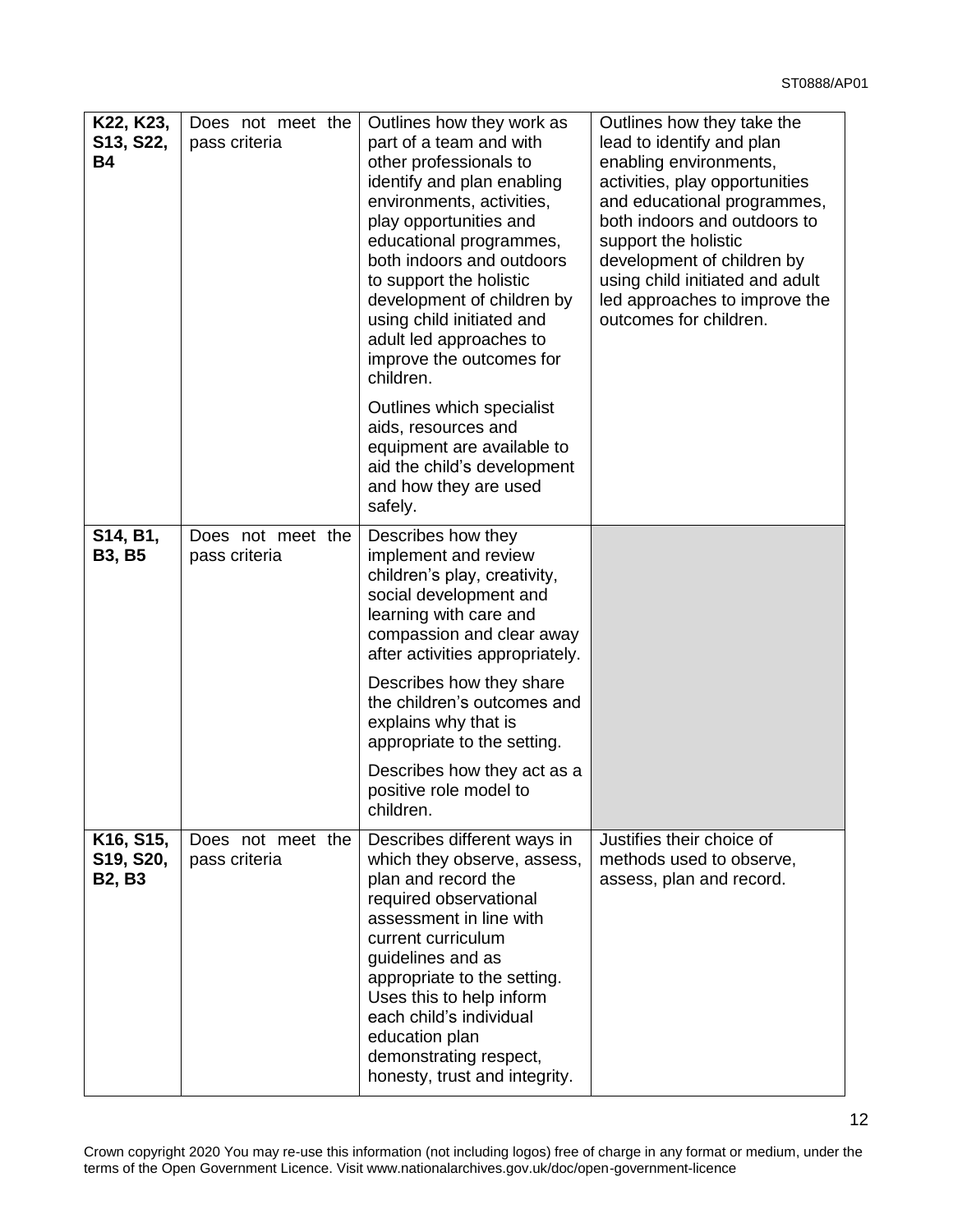| | | | |
|---|---|---|---|
| **K22, K23, S13, S22, B4** | Does not meet the pass criteria | Outlines how they work as part of a team and with other professionals to identify and plan enabling environments, activities, play opportunities and educational programmes, both indoors and outdoors to support the holistic development of children by using child initiated and adult led approaches to improve the outcomes for children.<br><br>Outlines which specialist aids, resources and equipment are available to aid the child's development and how they are used safely. | Outlines how they take the lead to identify and plan enabling environments, activities, play opportunities and educational programmes, both indoors and outdoors to support the holistic development of children by using child initiated and adult led approaches to improve the outcomes for children. |
| **S14, B1, B3, B5** | Does not meet the pass criteria | Describes how they implement and review children's play, creativity, social development and learning with care and compassion and clear away after activities appropriately.<br><br>Describes how they share the children's outcomes and explains why that is appropriate to the setting.<br><br>Describes how they act as a positive role model to children. | |
| **K16, S15, S19, S20, B2, B3** | Does not meet the pass criteria | Describes different ways in which they observe, assess, plan and record the required observational assessment in line with current curriculum guidelines and as appropriate to the setting. Uses this to help inform each child's individual education plan demonstrating respect, honesty, trust and integrity. | Justifies their choice of methods used to observe, assess, plan and record. |

Crown copyright 2020 You may re-use this information (not including logos) free of charge in any format or medium, under the terms of the Open Government Licence. Visit www.nationalarchives.gov.uk/doc/open-government-licence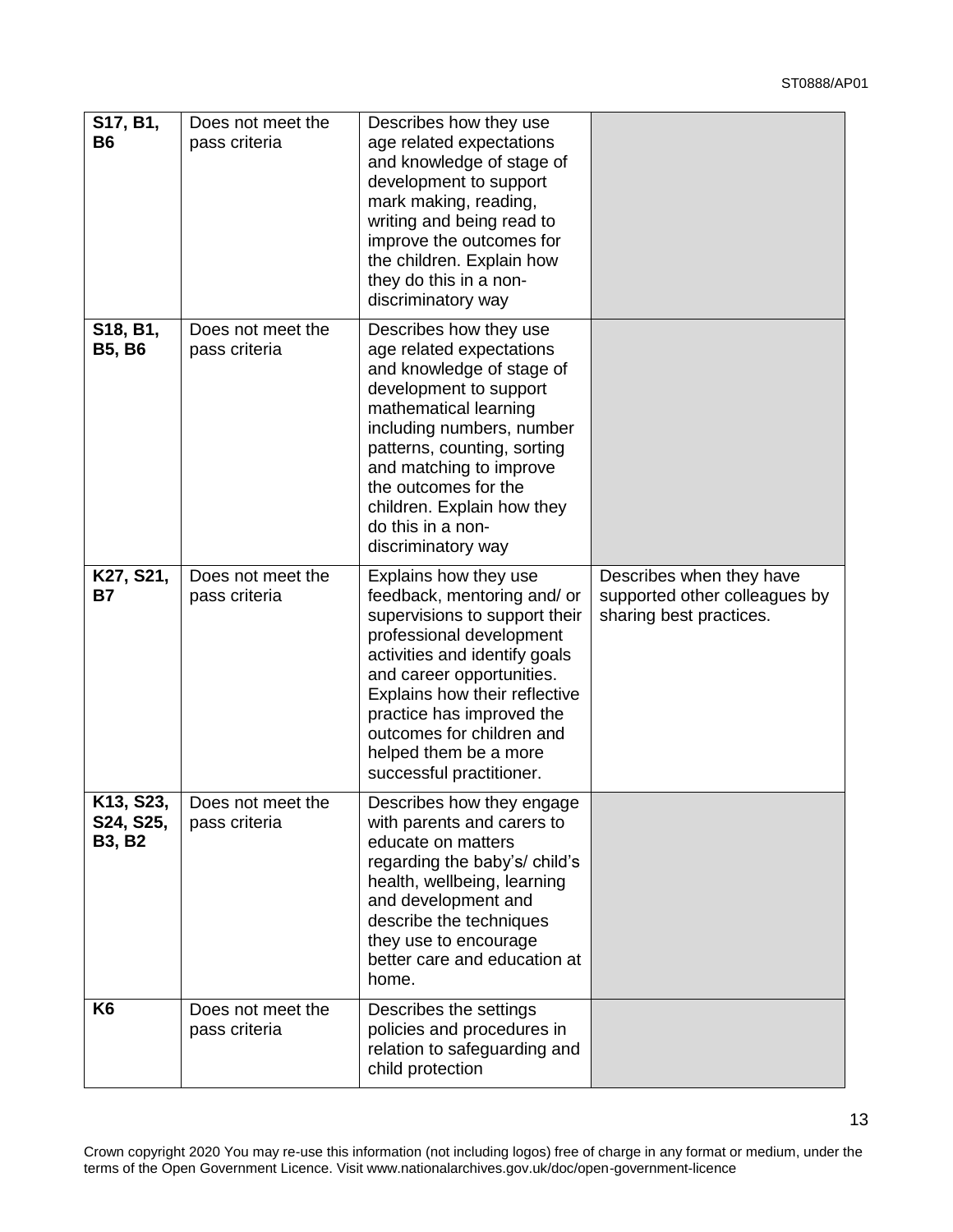| **S17, B1, B6** | Does not meet the pass criteria | Describes how they use age related expectations and knowledge of stage of development to support mark making, reading, writing and being read to improve the outcomes for the children. Explain how they do this in a non-discriminatory way | |
|---|---|---|---|
| **S18, B1, B5, B6** | Does not meet the pass criteria | Describes how they use age related expectations and knowledge of stage of development to support mathematical learning including numbers, number patterns, counting, sorting and matching to improve the outcomes for the children. Explain how they do this in a non-discriminatory way | |
| **K27, S21, B7** | Does not meet the pass criteria | Explains how they use feedback, mentoring and/ or supervisions to support their professional development activities and identify goals and career opportunities. Explains how their reflective practice has improved the outcomes for children and helped them be a more successful practitioner. | Describes when they have supported other colleagues by sharing best practices. |
| **K13, S23, S24, S25, B3, B2** | Does not meet the pass criteria | Describes how they engage with parents and carers to educate on matters regarding the baby's/ child's health, wellbeing, learning and development and describe the techniques they use to encourage better care and education at home. | |
| **K6** | Does not meet the pass criteria | Describes the settings policies and procedures in relation to safeguarding and child protection | |

Crown copyright 2020 You may re-use this information (not including logos) free of charge in any format or medium, under the terms of the Open Government Licence. Visit www.nationalarchives.gov.uk/doc/open-government-licence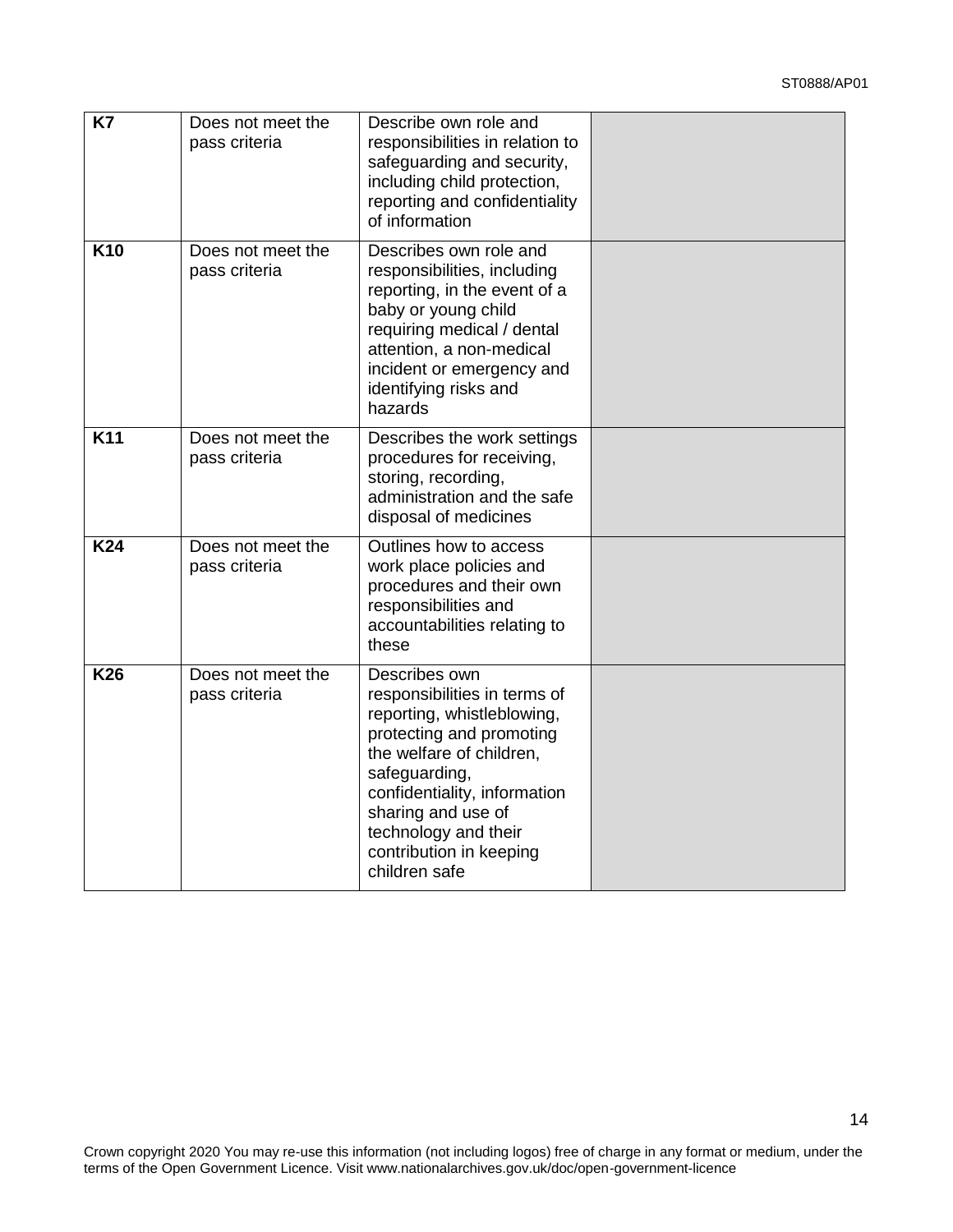| | | | |
|---|---|---|---|
| **K7** | Does not meet the pass criteria | Describe own role and responsibilities in relation to safeguarding and security, including child protection, reporting and confidentiality of information | |
| **K10** | Does not meet the pass criteria | Describes own role and responsibilities, including reporting, in the event of a baby or young child requiring medical / dental attention, a non-medical incident or emergency and identifying risks and hazards | |
| **K11** | Does not meet the pass criteria | Describes the work settings procedures for receiving, storing, recording, administration and the safe disposal of medicines | |
| **K24** | Does not meet the pass criteria | Outlines how to access work place policies and procedures and their own responsibilities and accountabilities relating to these | |
| **K26** | Does not meet the pass criteria | Describes own responsibilities in terms of reporting, whistleblowing, protecting and promoting the welfare of children, safeguarding, confidentiality, information sharing and use of technology and their contribution in keeping children safe | |

Crown copyright 2020 You may re-use this information (not including logos) free of charge in any format or medium, under the terms of the Open Government Licence. Visit www.nationalarchives.gov.uk/doc/open-government-licence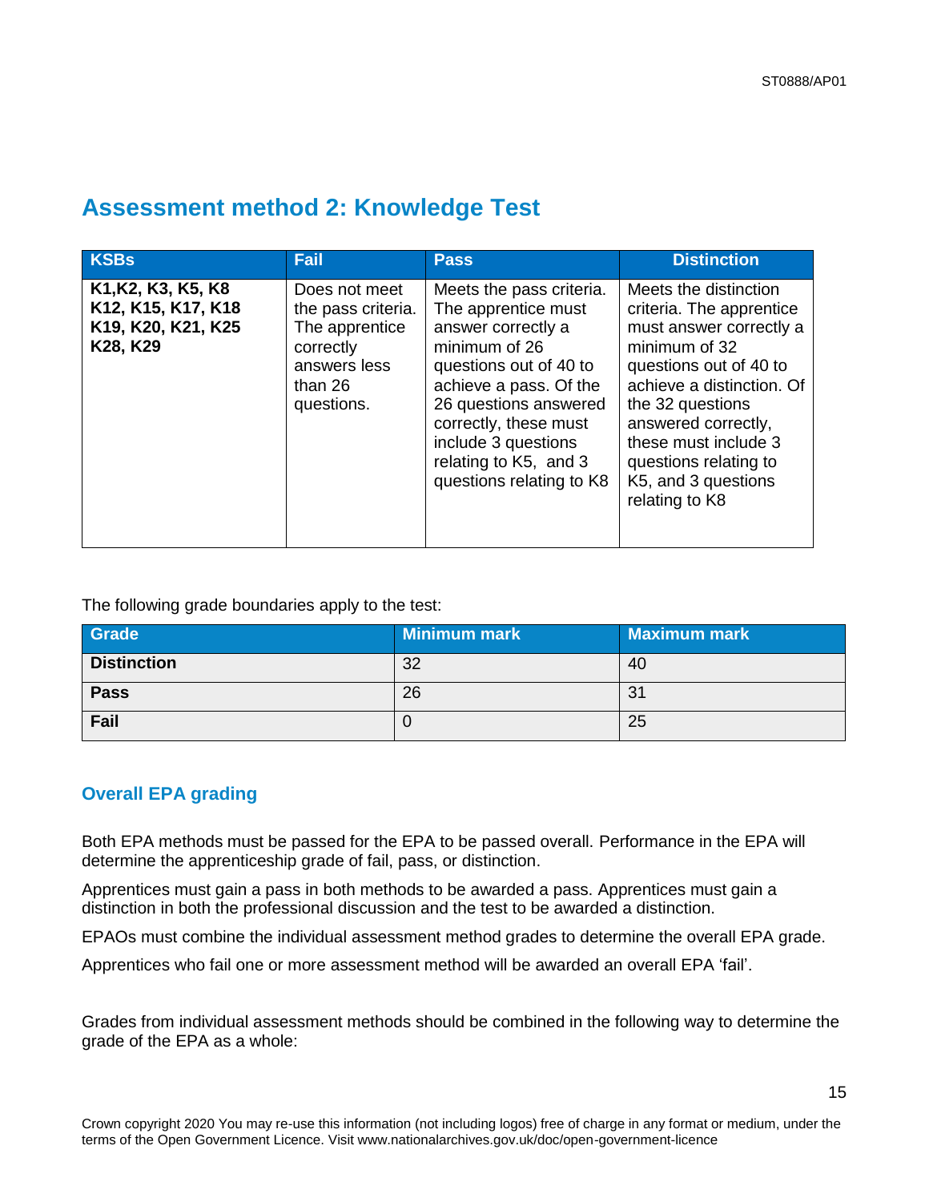## Assessment method 2: Knowledge Test

| KSBs | Fail | Pass | Distinction |
|---|---|---|---|
| **K1,K2, K3, K5, K8 K12, K15, K17, K18 K19, K20, K21, K25 K28, K29** | Does not meet the pass criteria. The apprentice correctly answers less than 26 questions. | Meets the pass criteria. The apprentice must answer correctly a minimum of 26 questions out of 40 to achieve a pass. Of the 26 questions answered correctly, these must include 3 questions relating to K5, and 3 questions relating to K8 | Meets the distinction criteria. The apprentice must answer correctly a minimum of 32 questions out of 40 to achieve a distinction. Of the 32 questions answered correctly, these must include 3 questions relating to K5, and 3 questions relating to K8 |

The following grade boundaries apply to the test:

| Grade | Minimum mark | Maximum mark |
|---|---|---|
| **Distinction** | 32 | 40 |
| **Pass** | 26 | 31 |
| **Fail** | 0 | 25 |

### Overall EPA grading

Both EPA methods must be passed for the EPA to be passed overall. Performance in the EPA will determine the apprenticeship grade of fail, pass, or distinction.

Apprentices must gain a pass in both methods to be awarded a pass. Apprentices must gain a distinction in both the professional discussion and the test to be awarded a distinction.

EPAOs must combine the individual assessment method grades to determine the overall EPA grade.

Apprentices who fail one or more assessment method will be awarded an overall EPA 'fail'.

Grades from individual assessment methods should be combined in the following way to determine the grade of the EPA as a whole: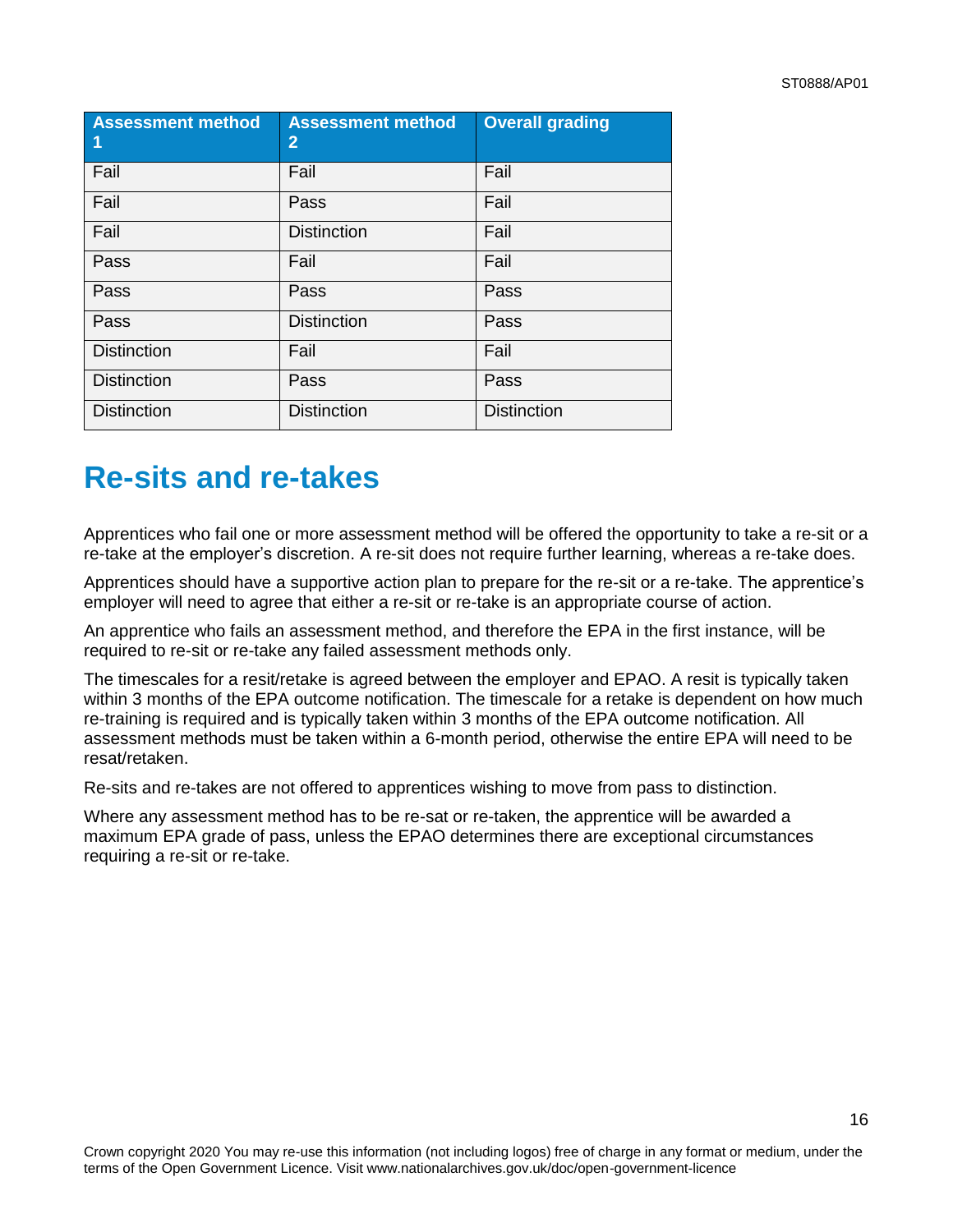| Assessment method 1 | Assessment method 2 | Overall grading |
| --- | --- | --- |
| Fail | Fail | Fail |
| Fail | Pass | Fail |
| Fail | Distinction | Fail |
| Pass | Fail | Fail |
| Pass | Pass | Pass |
| Pass | Distinction | Pass |
| Distinction | Fail | Fail |
| Distinction | Pass | Pass |
| Distinction | Distinction | Distinction |

# Re-sits and re-takes

Apprentices who fail one or more assessment method will be offered the opportunity to take a re-sit or a re-take at the employer's discretion. A re-sit does not require further learning, whereas a re-take does.

Apprentices should have a supportive action plan to prepare for the re-sit or a re-take. The apprentice's employer will need to agree that either a re-sit or re-take is an appropriate course of action.

An apprentice who fails an assessment method, and therefore the EPA in the first instance, will be required to re-sit or re-take any failed assessment methods only.

The timescales for a resit/retake is agreed between the employer and EPAO. A resit is typically taken within 3 months of the EPA outcome notification. The timescale for a retake is dependent on how much re-training is required and is typically taken within 3 months of the EPA outcome notification. All assessment methods must be taken within a 6-month period, otherwise the entire EPA will need to be resat/retaken.

Re-sits and re-takes are not offered to apprentices wishing to move from pass to distinction.

Where any assessment method has to be re-sat or re-taken, the apprentice will be awarded a maximum EPA grade of pass, unless the EPAO determines there are exceptional circumstances requiring a re-sit or re-take.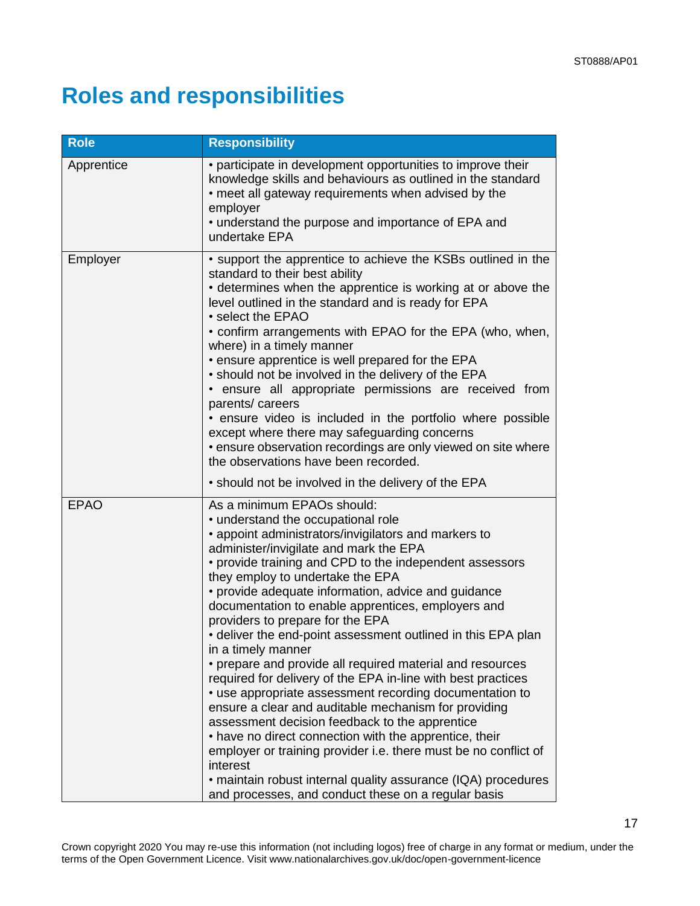# Roles and responsibilities

| Role | Responsibility |
| --- | --- |
| Apprentice | • participate in development opportunities to improve their knowledge skills and behaviours as outlined in the standard<br>• meet all gateway requirements when advised by the employer<br>• understand the purpose and importance of EPA and undertake EPA |
| Employer | • support the apprentice to achieve the KSBs outlined in the standard to their best ability<br>• determines when the apprentice is working at or above the level outlined in the standard and is ready for EPA<br>• select the EPAO<br>• confirm arrangements with EPAO for the EPA (who, when, where) in a timely manner<br>• ensure apprentice is well prepared for the EPA<br>• should not be involved in the delivery of the EPA<br>• ensure all appropriate permissions are received from parents/ careers<br>• ensure video is included in the portfolio where possible except where there may safeguarding concerns<br>• ensure observation recordings are only viewed on site where the observations have been recorded.<br>• should not be involved in the delivery of the EPA |
| EPAO | As a minimum EPAOs should:<br>• understand the occupational role<br>• appoint administrators/invigilators and markers to administer/invigilate and mark the EPA<br>• provide training and CPD to the independent assessors they employ to undertake the EPA<br>• provide adequate information, advice and guidance documentation to enable apprentices, employers and providers to prepare for the EPA<br>• deliver the end-point assessment outlined in this EPA plan in a timely manner<br>• prepare and provide all required material and resources required for delivery of the EPA in-line with best practices<br>• use appropriate assessment recording documentation to ensure a clear and auditable mechanism for providing assessment decision feedback to the apprentice<br>• have no direct connection with the apprentice, their employer or training provider i.e. there must be no conflict of interest<br>• maintain robust internal quality assurance (IQA) procedures and processes, and conduct these on a regular basis |

Crown copyright 2020 You may re-use this information (not including logos) free of charge in any format or medium, under the terms of the Open Government Licence. Visit www.nationalarchives.gov.uk/doc/open-government-licence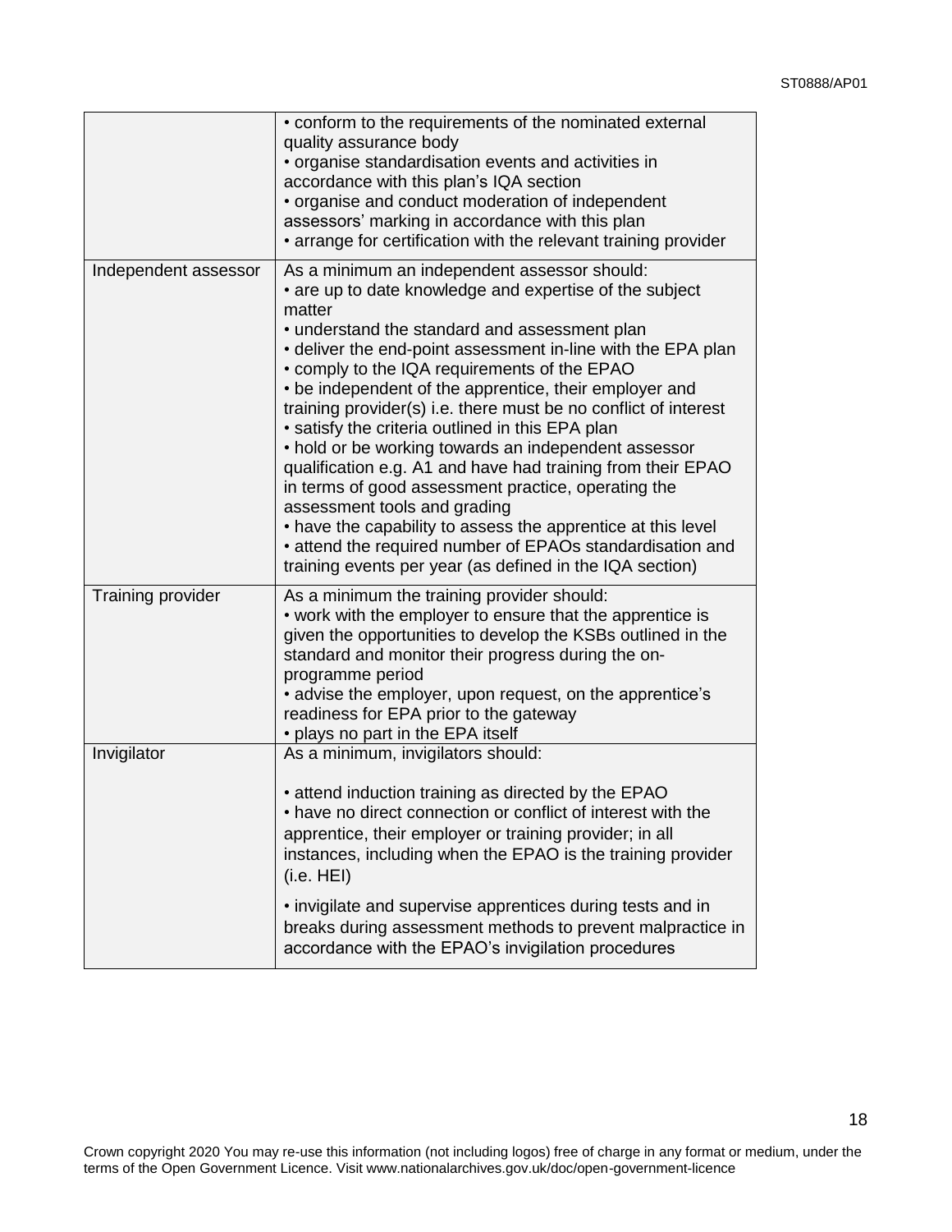| | |
|---|---|
| | • conform to the requirements of the nominated external quality assurance body<br>• organise standardisation events and activities in accordance with this plan's IQA section<br>• organise and conduct moderation of independent assessors' marking in accordance with this plan<br>• arrange for certification with the relevant training provider |
| Independent assessor | As a minimum an independent assessor should:<br>• are up to date knowledge and expertise of the subject matter<br>• understand the standard and assessment plan<br>• deliver the end-point assessment in-line with the EPA plan<br>• comply to the IQA requirements of the EPAO<br>• be independent of the apprentice, their employer and training provider(s) i.e. there must be no conflict of interest<br>• satisfy the criteria outlined in this EPA plan<br>• hold or be working towards an independent assessor qualification e.g. A1 and have had training from their EPAO in terms of good assessment practice, operating the assessment tools and grading<br>• have the capability to assess the apprentice at this level<br>• attend the required number of EPAOs standardisation and training events per year (as defined in the IQA section) |
| Training provider | As a minimum the training provider should:<br>• work with the employer to ensure that the apprentice is given the opportunities to develop the KSBs outlined in the standard and monitor their progress during the on-programme period<br>• advise the employer, upon request, on the apprentice's readiness for EPA prior to the gateway<br>• plays no part in the EPA itself |
| Invigilator | As a minimum, invigilators should:<br><br>• attend induction training as directed by the EPAO<br>• have no direct connection or conflict of interest with the apprentice, their employer or training provider; in all instances, including when the EPAO is the training provider (i.e. HEI)<br><br>• invigilate and supervise apprentices during tests and in breaks during assessment methods to prevent malpractice in accordance with the EPAO's invigilation procedures |

Crown copyright 2020 You may re-use this information (not including logos) free of charge in any format or medium, under the terms of the Open Government Licence. Visit www.nationalarchives.gov.uk/doc/open-government-licence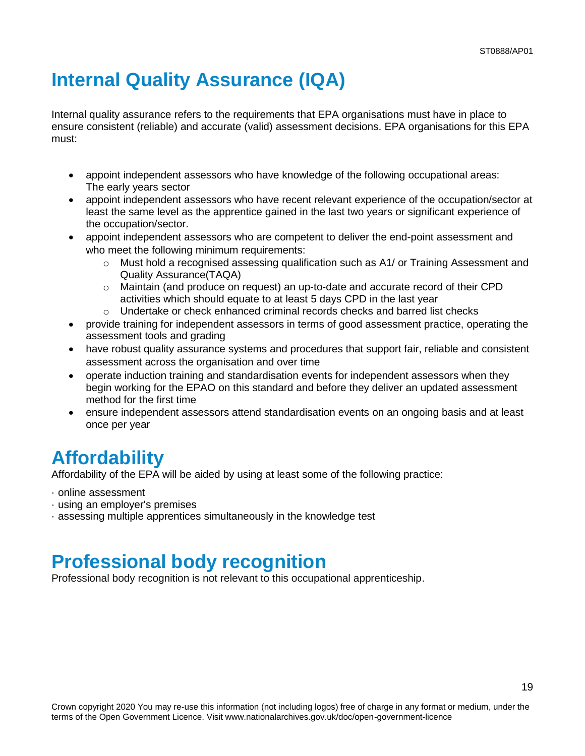# Internal Quality Assurance (IQA)

Internal quality assurance refers to the requirements that EPA organisations must have in place to ensure consistent (reliable) and accurate (valid) assessment decisions. EPA organisations for this EPA must:

- appoint independent assessors who have knowledge of the following occupational areas: The early years sector
- appoint independent assessors who have recent relevant experience of the occupation/sector at least the same level as the apprentice gained in the last two years or significant experience of the occupation/sector.
- appoint independent assessors who are competent to deliver the end-point assessment and who meet the following minimum requirements:
    - Must hold a recognised assessing qualification such as A1/ or Training Assessment and Quality Assurance(TAQA)
    - Maintain (and produce on request) an up-to-date and accurate record of their CPD activities which should equate to at least 5 days CPD in the last year
    - Undertake or check enhanced criminal records checks and barred list checks
- provide training for independent assessors in terms of good assessment practice, operating the assessment tools and grading
- have robust quality assurance systems and procedures that support fair, reliable and consistent assessment across the organisation and over time
- operate induction training and standardisation events for independent assessors when they begin working for the EPAO on this standard and before they deliver an updated assessment method for the first time
- ensure independent assessors attend standardisation events on an ongoing basis and at least once per year

# Affordability

Affordability of the EPA will be aided by using at least some of the following practice:

· online assessment
· using an employer's premises
· assessing multiple apprentices simultaneously in the knowledge test

# Professional body recognition

Professional body recognition is not relevant to this occupational apprenticeship.

Crown copyright 2020 You may re-use this information (not including logos) free of charge in any format or medium, under the terms of the Open Government Licence. Visit www.nationalarchives.gov.uk/doc/open-government-licence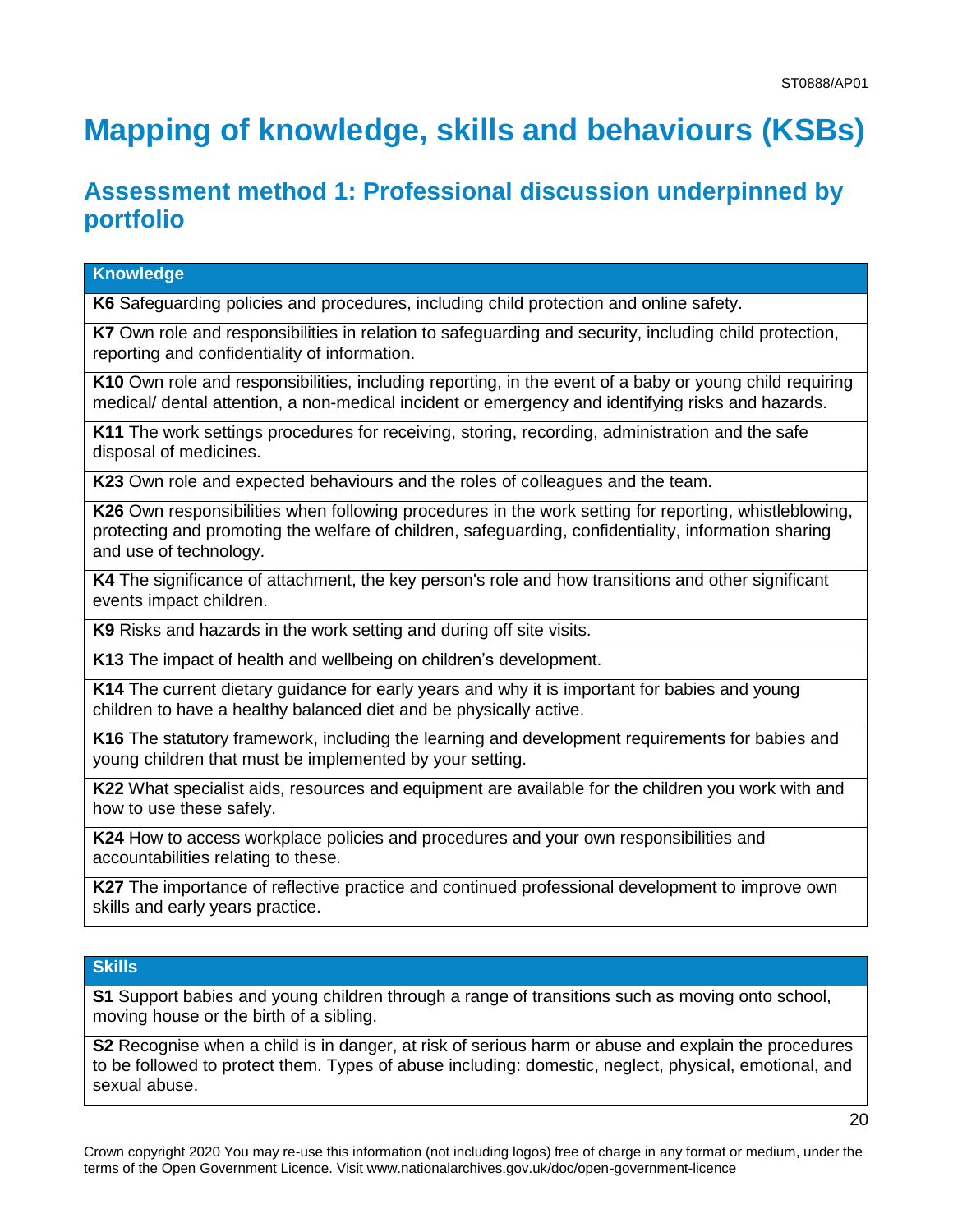# Mapping of knowledge, skills and behaviours (KSBs)

## Assessment method 1: Professional discussion underpinned by portfolio

| Knowledge |
| --- |
| **K6** Safeguarding policies and procedures, including child protection and online safety. |
| **K7** Own role and responsibilities in relation to safeguarding and security, including child protection, reporting and confidentiality of information. |
| **K10** Own role and responsibilities, including reporting, in the event of a baby or young child requiring medical/ dental attention, a non-medical incident or emergency and identifying risks and hazards. |
| **K11** The work settings procedures for receiving, storing, recording, administration and the safe disposal of medicines. |
| **K23** Own role and expected behaviours and the roles of colleagues and the team. |
| **K26** Own responsibilities when following procedures in the work setting for reporting, whistleblowing, protecting and promoting the welfare of children, safeguarding, confidentiality, information sharing and use of technology. |
| **K4** The significance of attachment, the key person's role and how transitions and other significant events impact children. |
| **K9** Risks and hazards in the work setting and during off site visits. |
| **K13** The impact of health and wellbeing on children's development. |
| **K14** The current dietary guidance for early years and why it is important for babies and young children to have a healthy balanced diet and be physically active. |
| **K16** The statutory framework, including the learning and development requirements for babies and young children that must be implemented by your setting. |
| **K22** What specialist aids, resources and equipment are available for the children you work with and how to use these safely. |
| **K24** How to access workplace policies and procedures and your own responsibilities and accountabilities relating to these. |
| **K27** The importance of reflective practice and continued professional development to improve own skills and early years practice. |

| Skills |
| --- |
| **S1** Support babies and young children through a range of transitions such as moving onto school, moving house or the birth of a sibling. |
| **S2** Recognise when a child is in danger, at risk of serious harm or abuse and explain the procedures to be followed to protect them. Types of abuse including: domestic, neglect, physical, emotional, and sexual abuse. |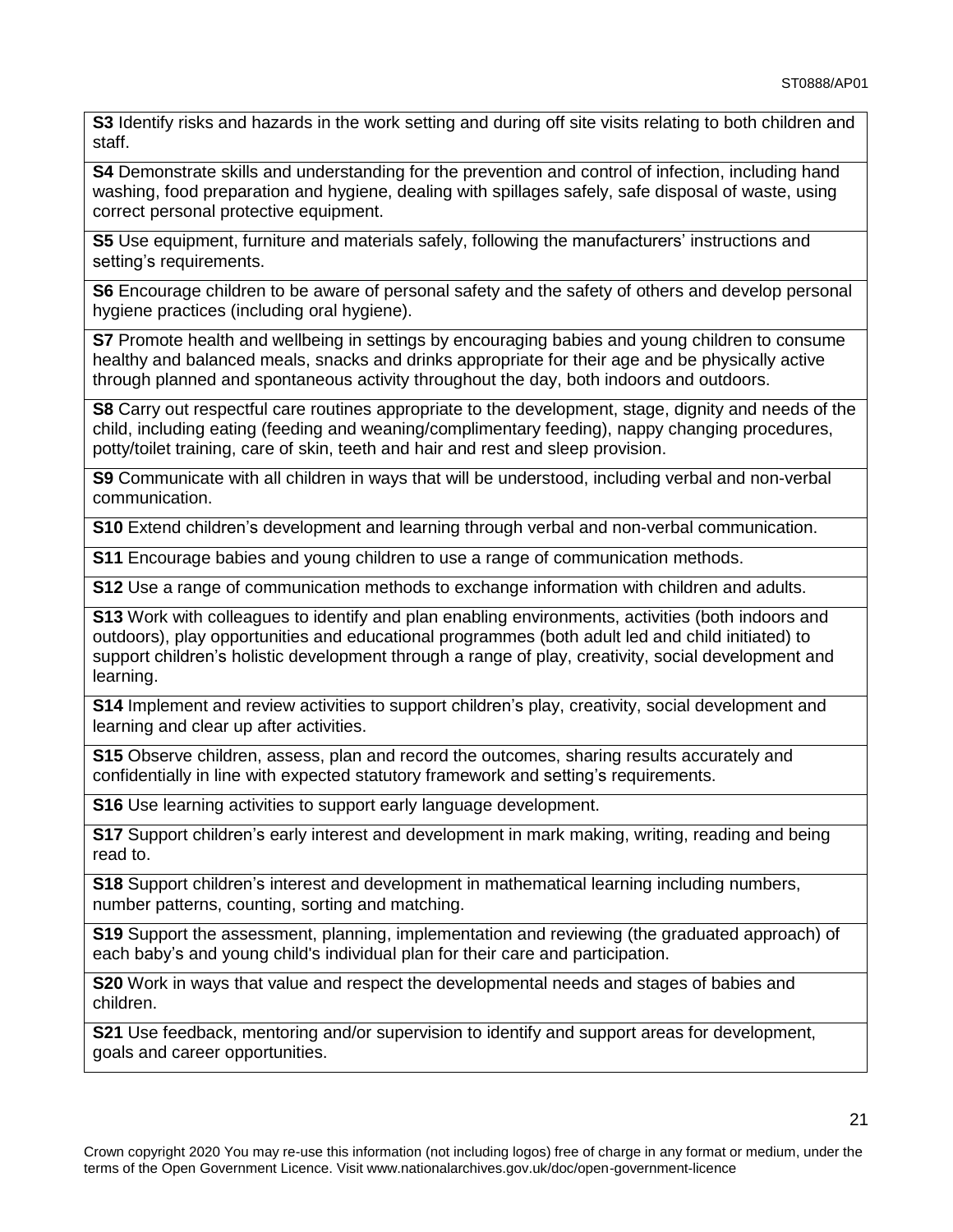| |
|---|
| **S3** Identify risks and hazards in the work setting and during off site visits relating to both children and staff. |
| **S4** Demonstrate skills and understanding for the prevention and control of infection, including hand washing, food preparation and hygiene, dealing with spillages safely, safe disposal of waste, using correct personal protective equipment. |
| **S5** Use equipment, furniture and materials safely, following the manufacturers' instructions and setting's requirements. |
| **S6** Encourage children to be aware of personal safety and the safety of others and develop personal hygiene practices (including oral hygiene). |
| **S7** Promote health and wellbeing in settings by encouraging babies and young children to consume healthy and balanced meals, snacks and drinks appropriate for their age and be physically active through planned and spontaneous activity throughout the day, both indoors and outdoors. |
| **S8** Carry out respectful care routines appropriate to the development, stage, dignity and needs of the child, including eating (feeding and weaning/complimentary feeding), nappy changing procedures, potty/toilet training, care of skin, teeth and hair and rest and sleep provision. |
| **S9** Communicate with all children in ways that will be understood, including verbal and non-verbal communication. |
| **S10** Extend children's development and learning through verbal and non-verbal communication. |
| **S11** Encourage babies and young children to use a range of communication methods. |
| **S12** Use a range of communication methods to exchange information with children and adults. |
| **S13** Work with colleagues to identify and plan enabling environments, activities (both indoors and outdoors), play opportunities and educational programmes (both adult led and child initiated) to support children's holistic development through a range of play, creativity, social development and learning. |
| **S14** Implement and review activities to support children's play, creativity, social development and learning and clear up after activities. |
| **S15** Observe children, assess, plan and record the outcomes, sharing results accurately and confidentially in line with expected statutory framework and setting's requirements. |
| **S16** Use learning activities to support early language development. |
| **S17** Support children's early interest and development in mark making, writing, reading and being read to. |
| **S18** Support children's interest and development in mathematical learning including numbers, number patterns, counting, sorting and matching. |
| **S19** Support the assessment, planning, implementation and reviewing (the graduated approach) of each baby's and young child's individual plan for their care and participation. |
| **S20** Work in ways that value and respect the developmental needs and stages of babies and children. |
| **S21** Use feedback, mentoring and/or supervision to identify and support areas for development, goals and career opportunities. |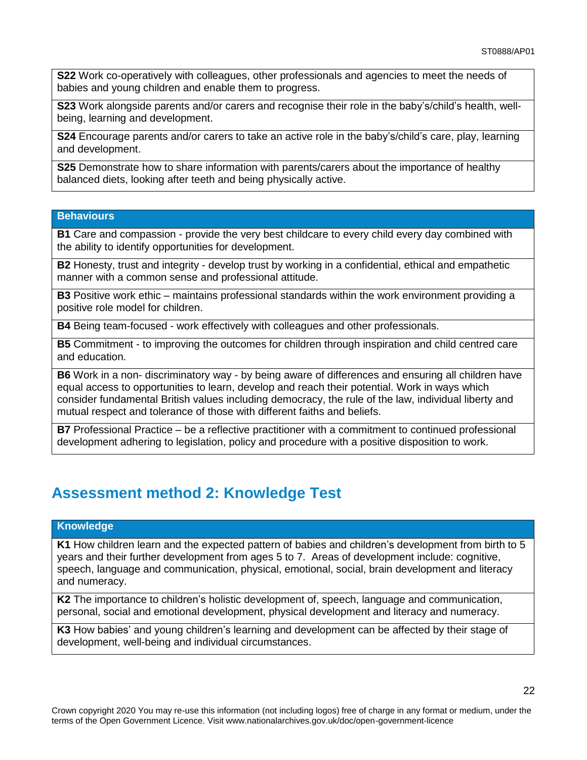| |
|---|
| **S22** Work co-operatively with colleagues, other professionals and agencies to meet the needs of babies and young children and enable them to progress. |
| **S23** Work alongside parents and/or carers and recognise their role in the baby's/child's health, well-being, learning and development. |
| **S24** Encourage parents and/or carers to take an active role in the baby's/child's care, play, learning and development. |
| **S25** Demonstrate how to share information with parents/carers about the importance of healthy balanced diets, looking after teeth and being physically active. |

| **Behaviours** |
|---|
| **B1** Care and compassion - provide the very best childcare to every child every day combined with the ability to identify opportunities for development. |
| **B2** Honesty, trust and integrity - develop trust by working in a confidential, ethical and empathetic manner with a common sense and professional attitude. |
| **B3** Positive work ethic – maintains professional standards within the work environment providing a positive role model for children. |
| **B4** Being team-focused - work effectively with colleagues and other professionals. |
| **B5** Commitment - to improving the outcomes for children through inspiration and child centred care and education. |
| **B6** Work in a non- discriminatory way - by being aware of differences and ensuring all children have equal access to opportunities to learn, develop and reach their potential. Work in ways which consider fundamental British values including democracy, the rule of the law, individual liberty and mutual respect and tolerance of those with different faiths and beliefs. |
| **B7** Professional Practice – be a reflective practitioner with a commitment to continued professional development adhering to legislation, policy and procedure with a positive disposition to work. |

## Assessment method 2: Knowledge Test

| **Knowledge** |
|---|
| **K1** How children learn and the expected pattern of babies and children's development from birth to 5 years and their further development from ages 5 to 7. Areas of development include: cognitive, speech, language and communication, physical, emotional, social, brain development and literacy and numeracy. |
| **K2** The importance to children's holistic development of, speech, language and communication, personal, social and emotional development, physical development and literacy and numeracy. |
| **K3** How babies' and young children's learning and development can be affected by their stage of development, well-being and individual circumstances. |

Crown copyright 2020 You may re-use this information (not including logos) free of charge in any format or medium, under the terms of the Open Government Licence. Visit www.nationalarchives.gov.uk/doc/open-government-licence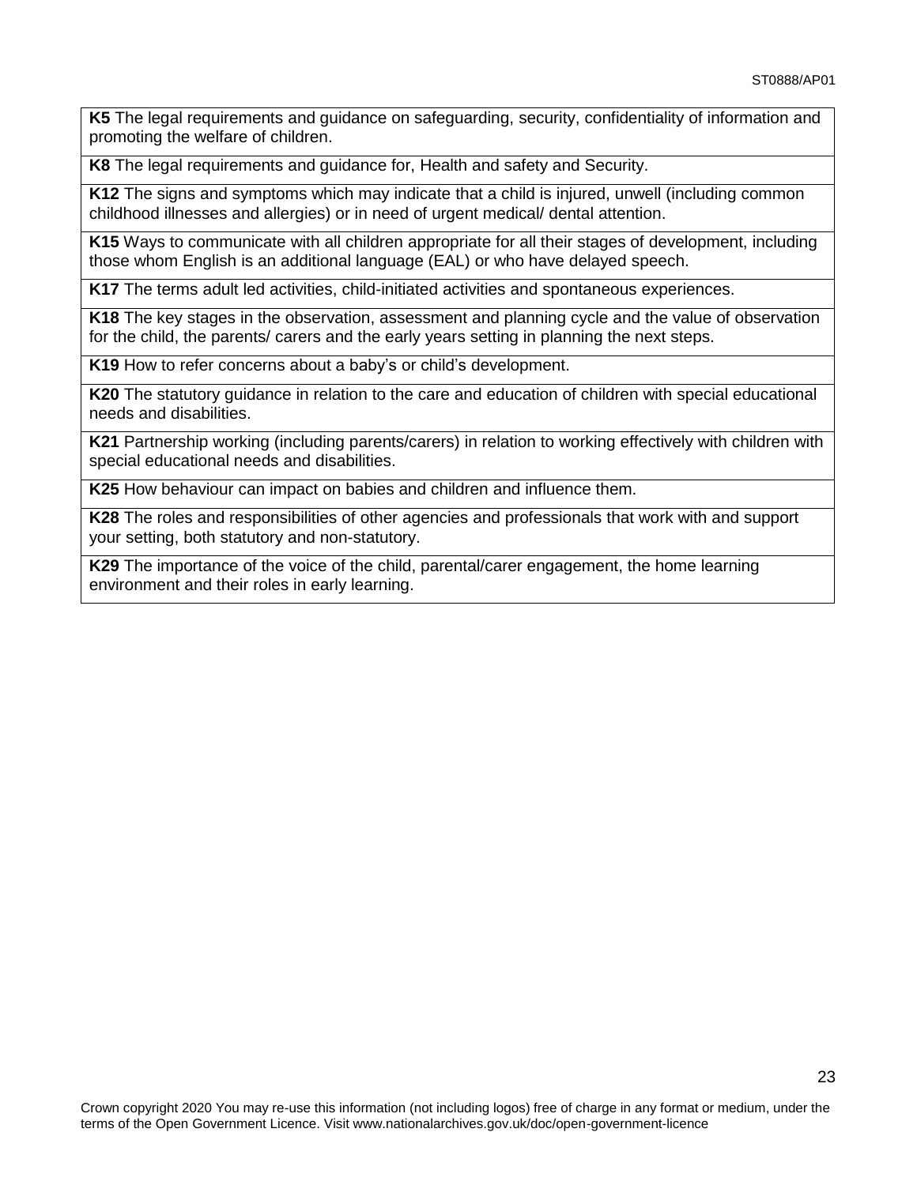| |
| --- |
| **K5** The legal requirements and guidance on safeguarding, security, confidentiality of information and promoting the welfare of children. |
| **K8** The legal requirements and guidance for, Health and safety and Security. |
| **K12** The signs and symptoms which may indicate that a child is injured, unwell (including common childhood illnesses and allergies) or in need of urgent medical/ dental attention. |
| **K15** Ways to communicate with all children appropriate for all their stages of development, including those whom English is an additional language (EAL) or who have delayed speech. |
| **K17** The terms adult led activities, child-initiated activities and spontaneous experiences. |
| **K18** The key stages in the observation, assessment and planning cycle and the value of observation for the child, the parents/ carers and the early years setting in planning the next steps. |
| **K19** How to refer concerns about a baby's or child's development. |
| **K20** The statutory guidance in relation to the care and education of children with special educational needs and disabilities. |
| **K21** Partnership working (including parents/carers) in relation to working effectively with children with special educational needs and disabilities. |
| **K25** How behaviour can impact on babies and children and influence them. |
| **K28** The roles and responsibilities of other agencies and professionals that work with and support your setting, both statutory and non-statutory. |
| **K29** The importance of the voice of the child, parental/carer engagement, the home learning environment and their roles in early learning. |